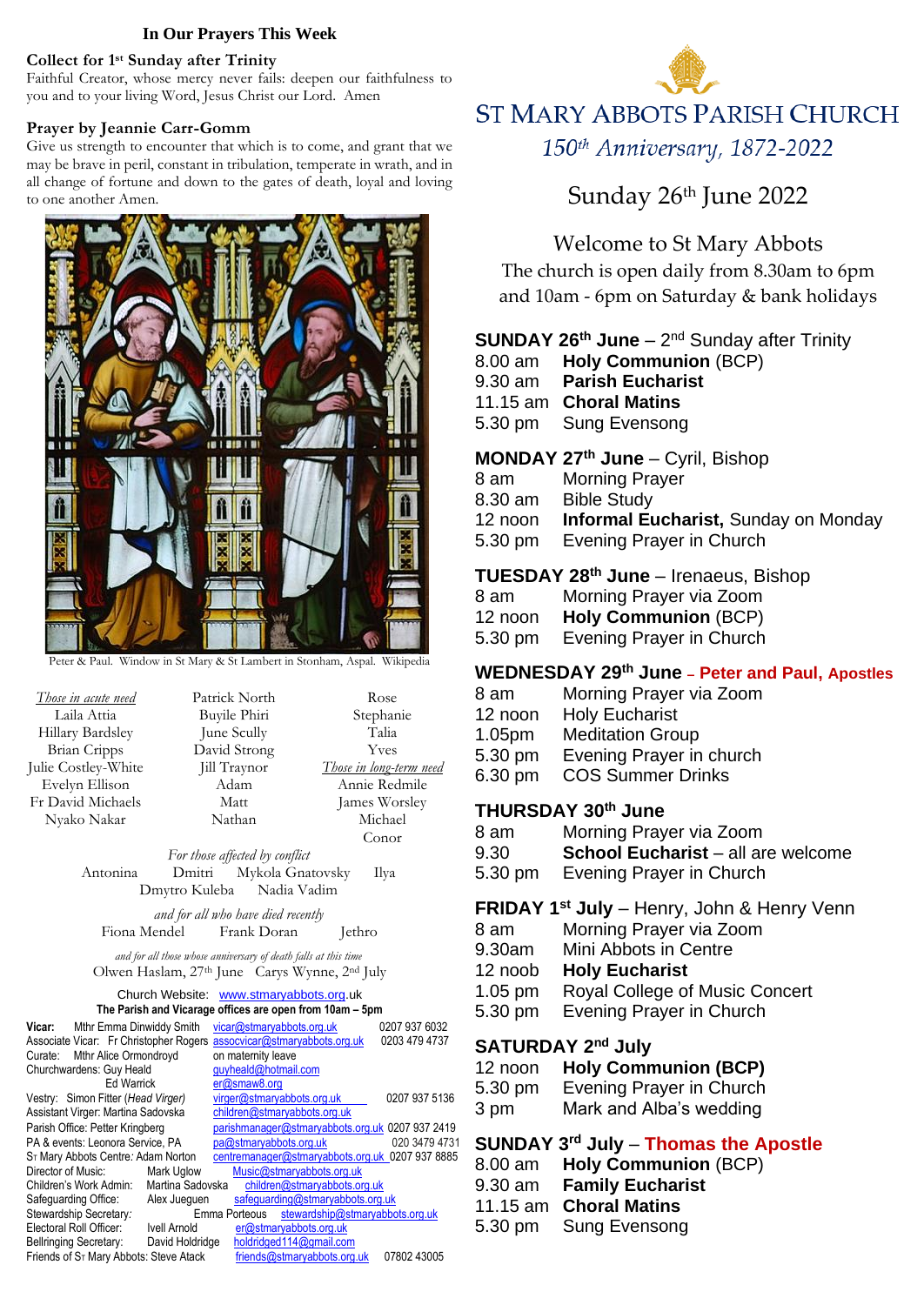## In Our Prayers This Week

**Collect for 1st Sunday after Trinity**
Faithful Creator, whose mercy never fails: deepen our faithfulness to you and to your living Word, Jesus Christ our Lord. Amen

**Prayer by Jeannie Carr-Gomm**
Give us strength to encounter that which is to come, and grant that we may be brave in peril, constant in tribulation, temperate in wrath, and in all change of fortune and down to the gates of death, loyal and loving to one another Amen.

Peter & Paul. Window in St Mary & St Lambert in Stonham, Aspal. Wikipedia

*Those in acute need*
Laila Attia
Hillary Bardsley
Brian Cripps
Julie Costley-White
Evelyn Ellison
Fr David Michaels
Nyako Nakar
Patrick North
Buyile Phiri
June Scully
David Strong
Jill Traynor
Adam
Matt
Nathan
Rose
Stephanie
Talia
Yves

*Those in long-term need*
Annie Redmile
James Worsley
Michael
Conor

*For those affected by conflict*
Antonina Dmitri Mykola Gnatovsky Ilya
Dmytro Kuleba Nadia Vadim

*and for all who have died recently*
Fiona Mendel Frank Doran Jethro

*and for all those whose anniversary of death falls at this time*
Olwen Haslam, 27th June Carys Wynne, 2nd July

Church Website: www.stmaryabbots.org.uk
**The Parish and Vicarage offices are open from 10am – 5pm**

**Vicar:** Mthr Emma Dinwiddy Smith vicar@stmaryabbots.org.uk 0207 937 6032
Associate Vicar: Fr Christopher Rogers assocvicar@stmaryabbots.org.uk 0203 479 4737
Curate: Mthr Alice Ormondroyd on maternity leave
Churchwardens: Guy Heald guyheald@hotmail.com
Ed Warrick er@smaw8.org
Vestry: Simon Fitter (*Head Virger*) virger@stmaryabbots.org.uk 0207 937 5136
Assistant Virger: Martina Sadovska children@stmaryabbots.org.uk
Parish Office: Petter Kringberg parishmanager@stmaryabbots.org.uk 0207 937 2419
PA & events: Leonora Service, PA pa@stmaryabbots.org.uk 020 3479 4731
St Mary Abbots Centre: Adam Norton centremanager@stmaryabbots.org.uk 0207 937 8885
Director of Music: Mark Uglow Music@stmaryabbots.org.uk
Children's Work Admin: Martina Sadovska children@stmaryabbots.org.uk
Safeguarding Office: Alex Jueguen safeguarding@stmaryabbots.org.uk
Stewardship Secretary: Emma Porteous stewardship@stmaryabbots.org.uk
Electoral Roll Officer: Ivell Arnold er@stmaryabbots.org.uk
Bellringing Secretary: David Holdridge holdridged114@gmail.com
Friends of St Mary Abbots: Steve Atack friends@stmaryabbots.org.uk 07802 43005

# ST MARY ABBOTS PARISH CHURCH

*150th Anniversary, 1872-2022*

## Sunday 26th June 2022

Welcome to St Mary Abbots
The church is open daily from 8.30am to 6pm
and 10am - 6pm on Saturday & bank holidays

**SUNDAY 26th June** – 2nd Sunday after Trinity
8.00 am **Holy Communion** (BCP)
9.30 am **Parish Eucharist**
11.15 am **Choral Matins**
5.30 pm Sung Evensong

**MONDAY 27th June** – Cyril, Bishop
8 am Morning Prayer
8.30 am Bible Study
12 noon **Informal Eucharist,** Sunday on Monday
5.30 pm Evening Prayer in Church

**TUESDAY 28th June** – Irenaeus, Bishop
8 am Morning Prayer via Zoom
12 noon **Holy Communion** (BCP)
5.30 pm Evening Prayer in Church

**WEDNESDAY 29th June – Peter and Paul, Apostles**
8 am Morning Prayer via Zoom
12 noon Holy Eucharist
1.05pm Meditation Group
5.30 pm Evening Prayer in church
6.30 pm COS Summer Drinks

**THURSDAY 30th June**
8 am Morning Prayer via Zoom
9.30 **School Eucharist** – all are welcome
5.30 pm Evening Prayer in Church

**FRIDAY 1st July** – Henry, John & Henry Venn
8 am Morning Prayer via Zoom
9.30am Mini Abbots in Centre
12 noob **Holy Eucharist**
1.05 pm Royal College of Music Concert
5.30 pm Evening Prayer in Church

**SATURDAY 2nd July**
12 noon **Holy Communion (BCP)**
5.30 pm Evening Prayer in Church
3 pm Mark and Alba's wedding

**SUNDAY 3rd July** – **Thomas the Apostle**
8.00 am **Holy Communion** (BCP)
9.30 am **Family Eucharist**
11.15 am **Choral Matins**
5.30 pm Sung Evensong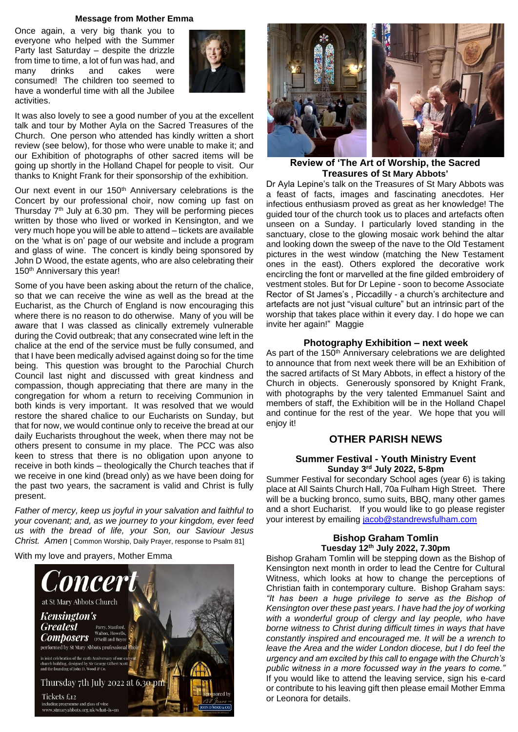### Message from Mother Emma

Once again, a very big thank you to everyone who helped with the Summer Party last Saturday – despite the drizzle from time to time, a lot of fun was had, and many drinks and cakes were consumed! The children too seemed to have a wonderful time with all the Jubilee activities.

It was also lovely to see a good number of you at the excellent talk and tour by Mother Ayla on the Sacred Treasures of the Church. One person who attended has kindly written a short review (see below), for those who were unable to make it; and our Exhibition of photographs of other sacred items will be going up shortly in the Holland Chapel for people to visit. Our thanks to Knight Frank for their sponsorship of the exhibition.

Our next event in our 150th Anniversary celebrations is the Concert by our professional choir, now coming up fast on Thursday 7th July at 6.30 pm. They will be performing pieces written by those who lived or worked in Kensington, and we very much hope you will be able to attend – tickets are available on the 'what is on' page of our website and include a program and glass of wine. The concert is kindly being sponsored by John D Wood, the estate agents, who are also celebrating their 150th Anniversary this year!

Some of you have been asking about the return of the chalice, so that we can receive the wine as well as the bread at the Eucharist, as the Church of England is now encouraging this where there is no reason to do otherwise. Many of you will be aware that I was classed as clinically extremely vulnerable during the Covid outbreak; that any consecrated wine left in the chalice at the end of the service must be fully consumed, and that I have been medically advised against doing so for the time being. This question was brought to the Parochial Church Council last night and discussed with great kindness and compassion, though appreciating that there are many in the congregation for whom a return to receiving Communion in both kinds is very important. It was resolved that we would restore the shared chalice to our Eucharists on Sunday, but that for now, we would continue only to receive the bread at our daily Eucharists throughout the week, when there may not be others present to consume in my place. The PCC was also keen to stress that there is no obligation upon anyone to receive in both kinds – theologically the Church teaches that if we receive in one kind (bread only) as we have been doing for the past two years, the sacrament is valid and Christ is fully present.

*Father of mercy, keep us joyful in your salvation and faithful to your covenant; and, as we journey to your kingdom, ever feed us with the bread of life, your Son, our Saviour Jesus Christ. Amen* [ Common Worship, Daily Prayer, response to Psalm 81]

With my love and prayers, Mother Emma

Concert

at St Mary Abbots Church

Kensington's Greatest Composers

Parry, Stanford, Walton, Howells, O'Neill and Boyce

performed by St Mary Abbots professional choir

in joint celebration of the 150th Anniversary of our current church building, designed by Sir George Gilbert Scott and the founding of John D. Wood & Co.

Thursday 7th July 2022 at 6.30 pm

Tickets £12

including programme and glass of wine

www.stmaryabbots.org.uk/what-is-on

Sponsored by JOHN D WOOD & CO.

### Review of 'The Art of Worship, the Sacred Treasures of St Mary Abbots'

Dr Ayla Lepine's talk on the Treasures of St Mary Abbots was a feast of facts, images and fascinating anecdotes. Her infectious enthusiasm proved as great as her knowledge! The guided tour of the church took us to places and artefacts often unseen on a Sunday. I particularly loved standing in the sanctuary, close to the glowing mosaic work behind the altar and looking down the sweep of the nave to the Old Testament pictures in the west window (matching the New Testament ones in the east). Others explored the decorative work encircling the font or marvelled at the fine gilded embroidery of vestment stoles. But for Dr Lepine - soon to become Associate Rector of St James's , Piccadilly - a church's architecture and artefacts are not just "visual culture" but an intrinsic part of the worship that takes place within it every day. I do hope we can invite her again!" Maggie

### Photography Exhibition – next week

As part of the 150th Anniversary celebrations we are delighted to announce that from next week there will be an Exhibition of the sacred artifacts of St Mary Abbots, in effect a history of the Church in objects. Generously sponsored by Knight Frank, with photographs by the very talented Emmanuel Saint and members of staff, the Exhibition will be in the Holland Chapel and continue for the rest of the year. We hope that you will enjoy it!

## OTHER PARISH NEWS

### Summer Festival - Youth Ministry Event
**Sunday 3rd July 2022, 5-8pm**

Summer Festival for secondary School ages (year 6) is taking place at All Saints Church Hall, 70a Fulham High Street. There will be a bucking bronco, sumo suits, BBQ, many other games and a short Eucharist. If you would like to go please register your interest by emailing jacob@standrewsfulham.com

### Bishop Graham Tomlin
**Tuesday 12th July 2022, 7.30pm**

Bishop Graham Tomlin will be stepping down as the Bishop of Kensington next month in order to lead the Centre for Cultural Witness, which looks at how to change the perceptions of Christian faith in contemporary culture. Bishop Graham says: *"It has been a huge privilege to serve as the Bishop of Kensington over these past years. I have had the joy of working with a wonderful group of clergy and lay people, who have borne witness to Christ during difficult times in ways that have constantly inspired and encouraged me. It will be a wrench to leave the Area and the wider London diocese, but I do feel the urgency and am excited by this call to engage with the Church's public witness in a more focussed way in the years to come."* If you would like to attend the leaving service, sign his e-card or contribute to his leaving gift then please email Mother Emma or Leonora for details.